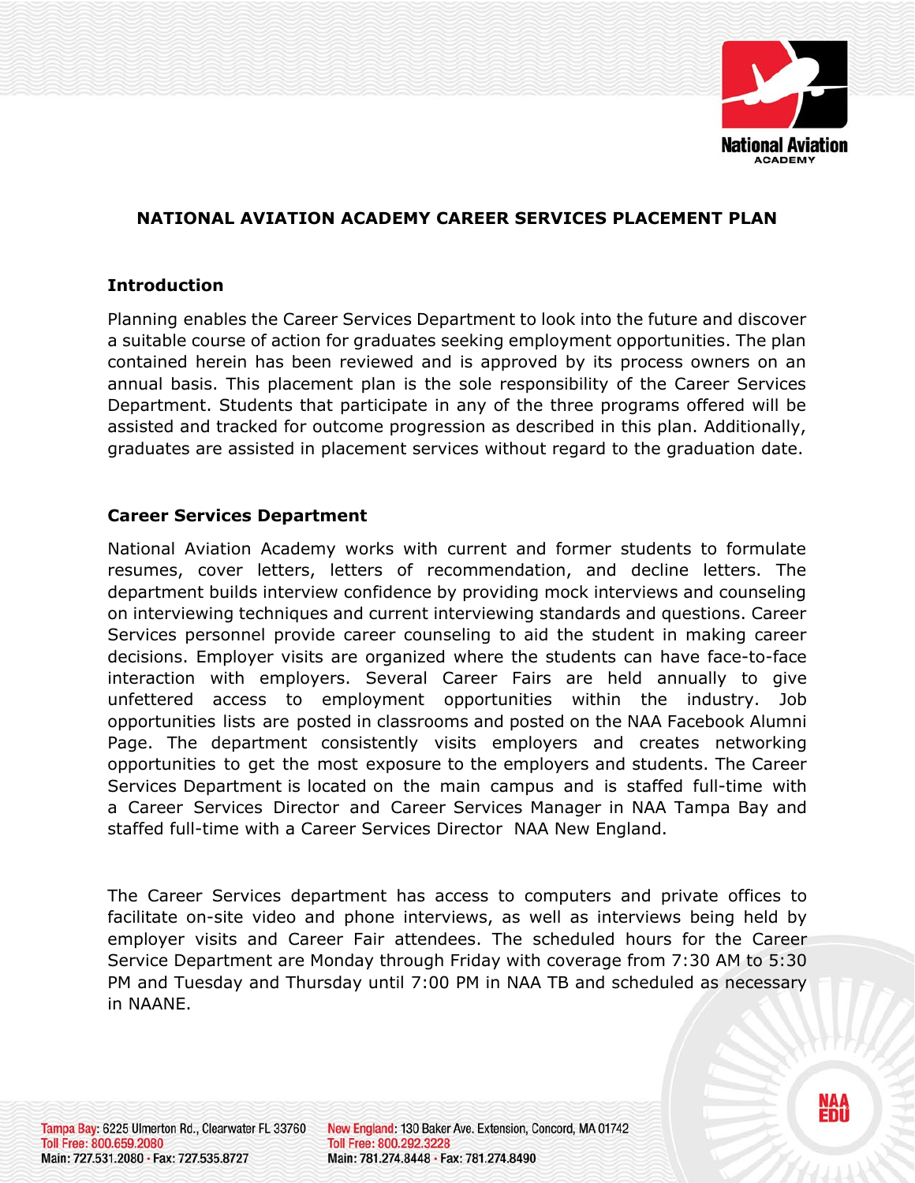# NATIONAL AVIATION ACADEMY CAREER SERVICES PLACEMENT PLAN

## Introduction

Planning enables the Career Services Department to look into the future and discover a suitable course of action for graduates seeking employment opportunities. The plan contained herein has been reviewed and is approved by its process owners on an annual basis. This placement plan is the sole responsibility of the Career Services Department. Students that participate in any of the three programs offered will be assisted and tracked for outcome progression as described in this plan. Additionally, graduates are assisted in placement services without regard to the graduation date.

## Career Services Department

National Aviation Academy works with current and former students to formulate resumes, cover letters, letters of recommendation, and decline letters. The department builds interview confidence by providing mock interviews and counseling on interviewing techniques and current interviewing standards and questions. Career Services personnel provide career counseling to aid the student in making career decisions. Employer visits are organized where the students can have face-to-face interaction with employers. Several Career Fairs are held annually to give unfettered access to employment opportunities within the industry. Job opportunities lists are posted in classrooms and posted on the NAA Facebook Alumni Page. The department consistently visits employers and creates networking opportunities to get the most exposure to the employers and students. The Career Services Department is located on the main campus and is staffed full-time with a Career Services Director and Career Services Manager in NAA Tampa Bay and staffed full-time with a Career Services Director NAA New England.

The Career Services department has access to computers and private offices to facilitate on-site video and phone interviews, as well as interviews being held by employer visits and Career Fair attendees. The scheduled hours for the Career Service Department are Monday through Friday with coverage from 7:30 AM to 5:30 PM and Tuesday and Thursday until 7:00 PM in NAA TB and scheduled as necessary in NAANE.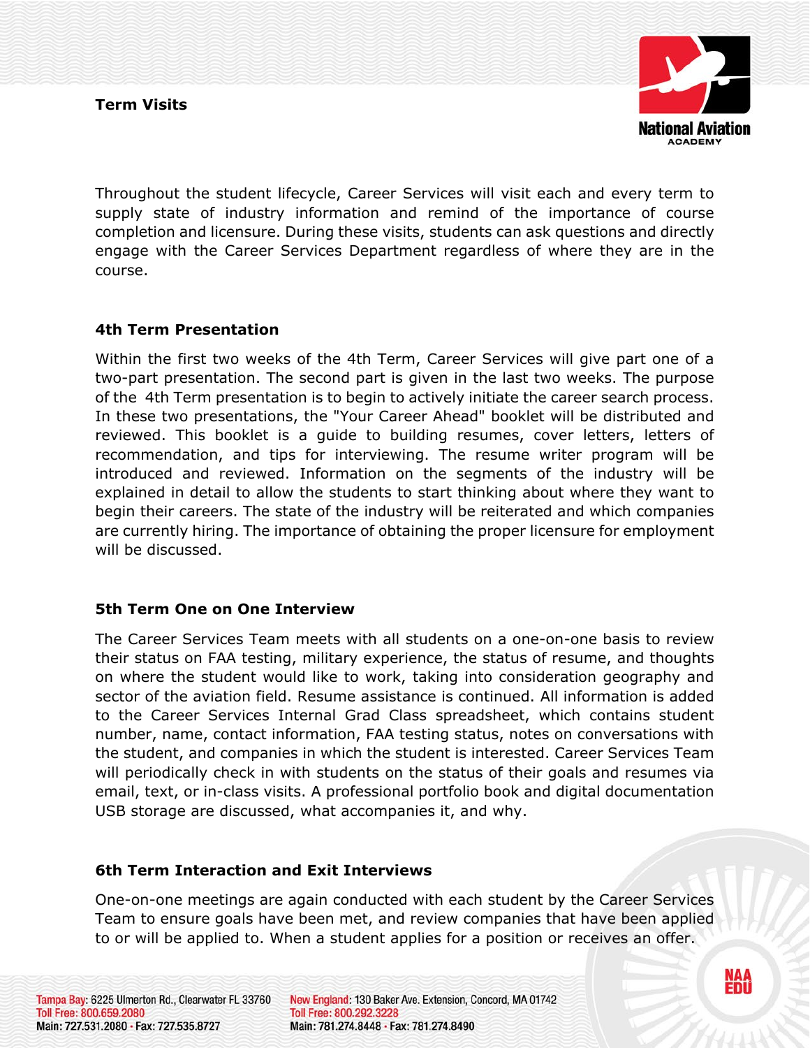**Term Visits**

Throughout the student lifecycle, Career Services will visit each and every term to supply state of industry information and remind of the importance of course completion and licensure. During these visits, students can ask questions and directly engage with the Career Services Department regardless of where they are in the course.

**4th Term Presentation**

Within the first two weeks of the 4th Term, Career Services will give part one of a two-part presentation. The second part is given in the last two weeks. The purpose of the 4th Term presentation is to begin to actively initiate the career search process. In these two presentations, the "Your Career Ahead" booklet will be distributed and reviewed. This booklet is a guide to building resumes, cover letters, letters of recommendation, and tips for interviewing. The resume writer program will be introduced and reviewed. Information on the segments of the industry will be explained in detail to allow the students to start thinking about where they want to begin their careers. The state of the industry will be reiterated and which companies are currently hiring. The importance of obtaining the proper licensure for employment will be discussed.

**5th Term One on One Interview**

The Career Services Team meets with all students on a one-on-one basis to review their status on FAA testing, military experience, the status of resume, and thoughts on where the student would like to work, taking into consideration geography and sector of the aviation field. Resume assistance is continued. All information is added to the Career Services Internal Grad Class spreadsheet, which contains student number, name, contact information, FAA testing status, notes on conversations with the student, and companies in which the student is interested. Career Services Team will periodically check in with students on the status of their goals and resumes via email, text, or in-class visits. A professional portfolio book and digital documentation USB storage are discussed, what accompanies it, and why.

**6th Term Interaction and Exit Interviews**

One-on-one meetings are again conducted with each student by the Career Services Team to ensure goals have been met, and review companies that have been applied to or will be applied to. When a student applies for a position or receives an offer.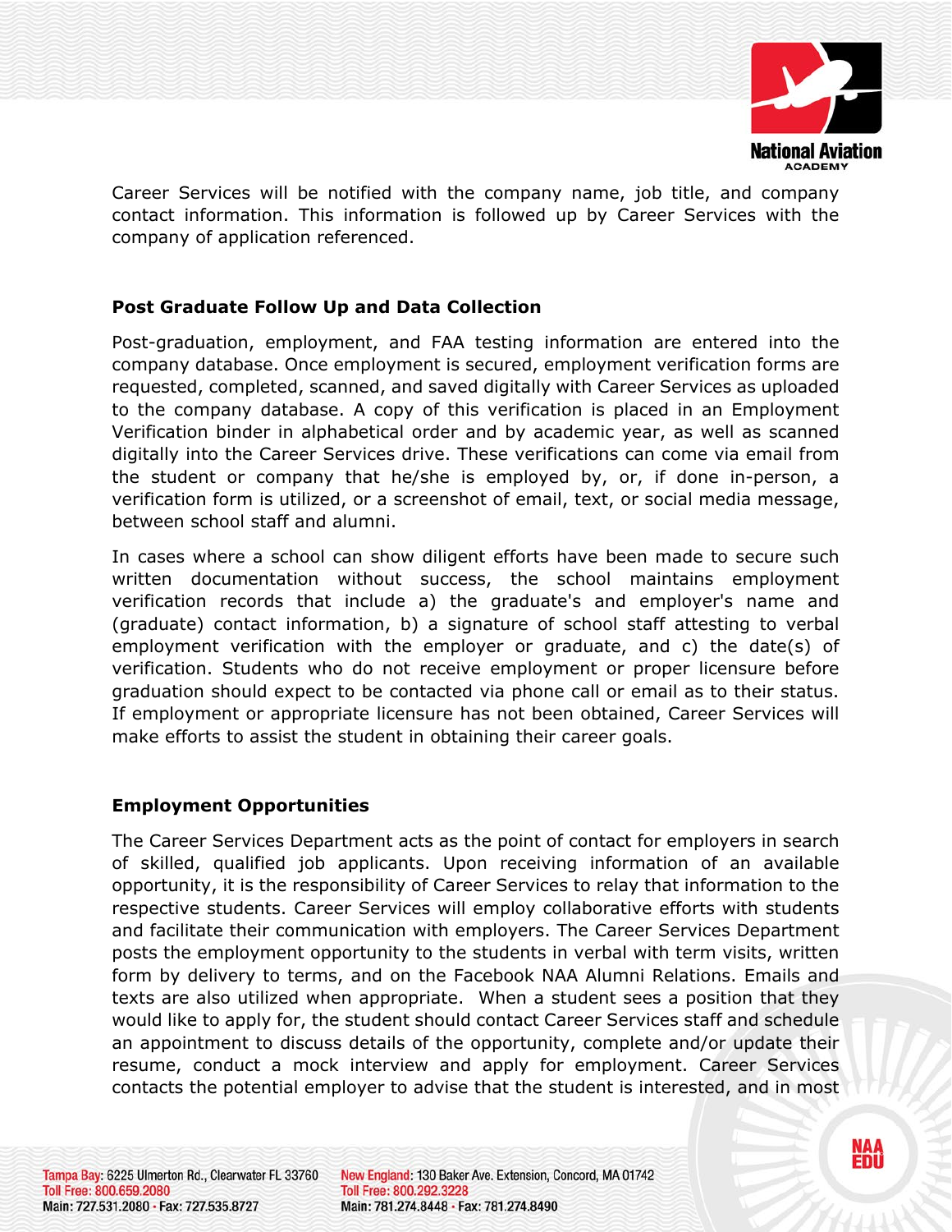Career Services will be notified with the company name, job title, and company contact information. This information is followed up by Career Services with the company of application referenced.

## Post Graduate Follow Up and Data Collection

Post-graduation, employment, and FAA testing information are entered into the company database. Once employment is secured, employment verification forms are requested, completed, scanned, and saved digitally with Career Services as uploaded to the company database. A copy of this verification is placed in an Employment Verification binder in alphabetical order and by academic year, as well as scanned digitally into the Career Services drive. These verifications can come via email from the student or company that he/she is employed by, or, if done in-person, a verification form is utilized, or a screenshot of email, text, or social media message, between school staff and alumni.

In cases where a school can show diligent efforts have been made to secure such written documentation without success, the school maintains employment verification records that include a) the graduate's and employer's name and (graduate) contact information, b) a signature of school staff attesting to verbal employment verification with the employer or graduate, and c) the date(s) of verification. Students who do not receive employment or proper licensure before graduation should expect to be contacted via phone call or email as to their status. If employment or appropriate licensure has not been obtained, Career Services will make efforts to assist the student in obtaining their career goals.

## Employment Opportunities

The Career Services Department acts as the point of contact for employers in search of skilled, qualified job applicants. Upon receiving information of an available opportunity, it is the responsibility of Career Services to relay that information to the respective students. Career Services will employ collaborative efforts with students and facilitate their communication with employers. The Career Services Department posts the employment opportunity to the students in verbal with term visits, written form by delivery to terms, and on the Facebook NAA Alumni Relations. Emails and texts are also utilized when appropriate. When a student sees a position that they would like to apply for, the student should contact Career Services staff and schedule an appointment to discuss details of the opportunity, complete and/or update their resume, conduct a mock interview and apply for employment. Career Services contacts the potential employer to advise that the student is interested, and in most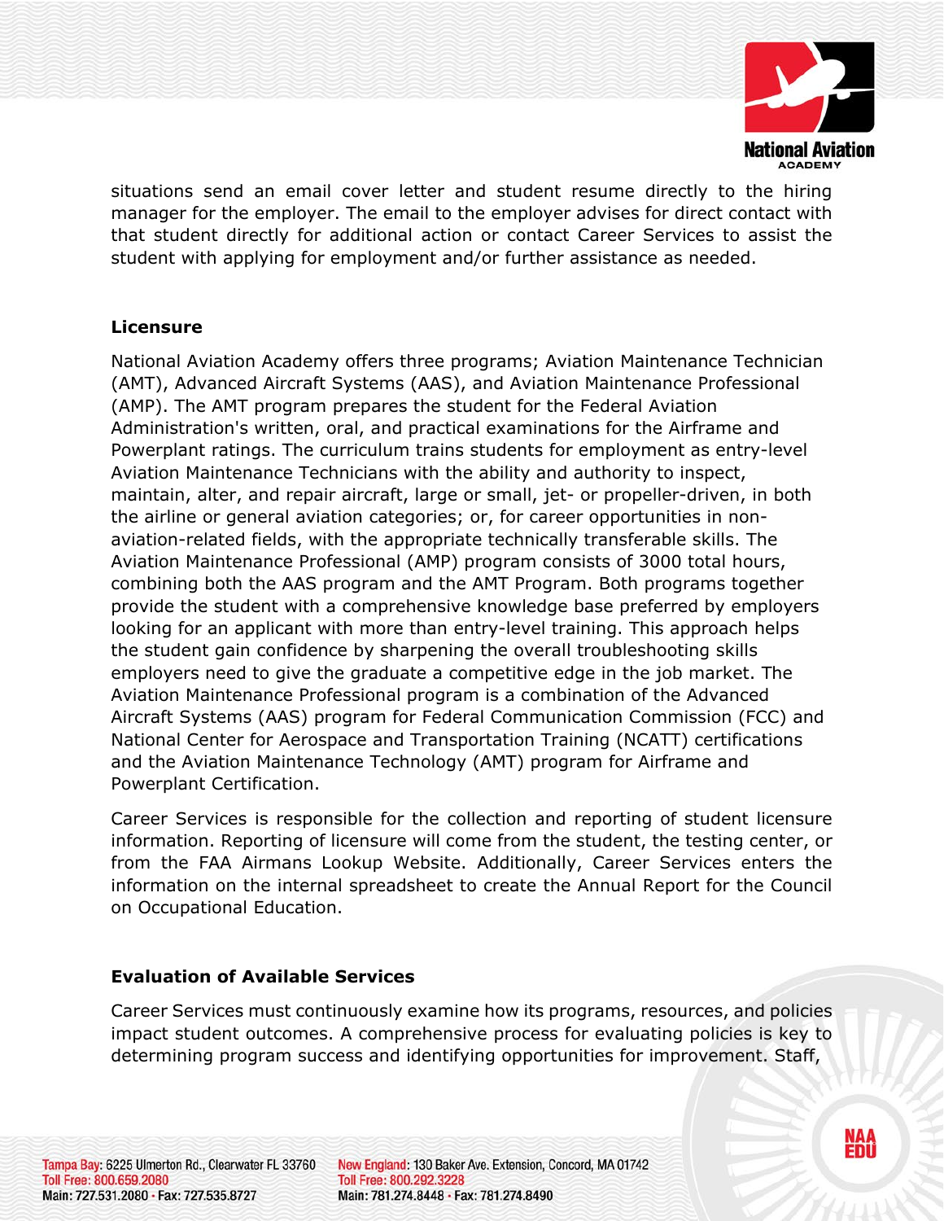situations send an email cover letter and student resume directly to the hiring manager for the employer. The email to the employer advises for direct contact with that student directly for additional action or contact Career Services to assist the student with applying for employment and/or further assistance as needed.

## Licensure

National Aviation Academy offers three programs; Aviation Maintenance Technician (AMT), Advanced Aircraft Systems (AAS), and Aviation Maintenance Professional (AMP). The AMT program prepares the student for the Federal Aviation Administration's written, oral, and practical examinations for the Airframe and Powerplant ratings. The curriculum trains students for employment as entry-level Aviation Maintenance Technicians with the ability and authority to inspect, maintain, alter, and repair aircraft, large or small, jet- or propeller-driven, in both the airline or general aviation categories; or, for career opportunities in non-aviation-related fields, with the appropriate technically transferable skills. The Aviation Maintenance Professional (AMP) program consists of 3000 total hours, combining both the AAS program and the AMT Program. Both programs together provide the student with a comprehensive knowledge base preferred by employers looking for an applicant with more than entry-level training. This approach helps the student gain confidence by sharpening the overall troubleshooting skills employers need to give the graduate a competitive edge in the job market. The Aviation Maintenance Professional program is a combination of the Advanced Aircraft Systems (AAS) program for Federal Communication Commission (FCC) and National Center for Aerospace and Transportation Training (NCATT) certifications and the Aviation Maintenance Technology (AMT) program for Airframe and Powerplant Certification.

Career Services is responsible for the collection and reporting of student licensure information. Reporting of licensure will come from the student, the testing center, or from the FAA Airmans Lookup Website. Additionally, Career Services enters the information on the internal spreadsheet to create the Annual Report for the Council on Occupational Education.

## Evaluation of Available Services

Career Services must continuously examine how its programs, resources, and policies impact student outcomes. A comprehensive process for evaluating policies is key to determining program success and identifying opportunities for improvement. Staff,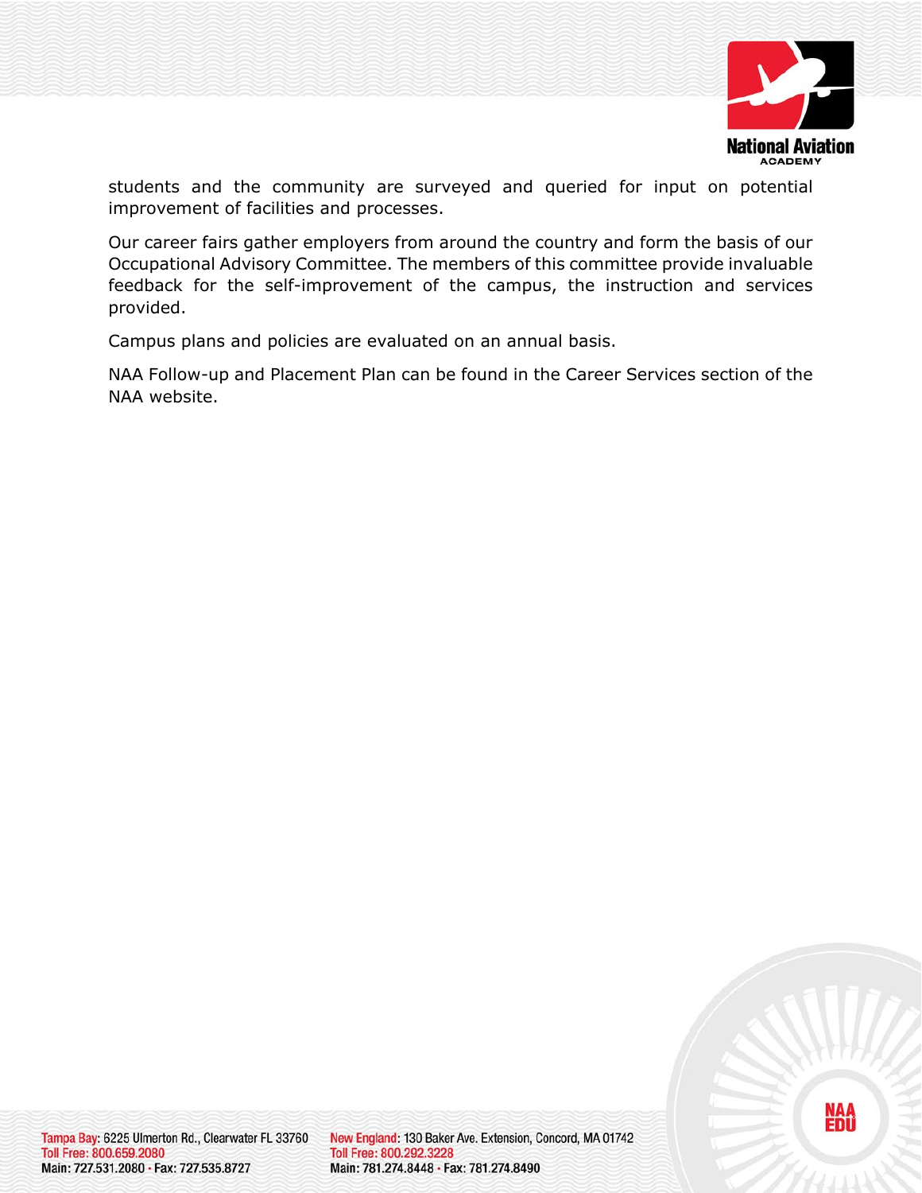students and the community are surveyed and queried for input on potential improvement of facilities and processes.

Our career fairs gather employers from around the country and form the basis of our Occupational Advisory Committee. The members of this committee provide invaluable feedback for the self-improvement of the campus, the instruction and services provided.

Campus plans and policies are evaluated on an annual basis.

NAA Follow-up and Placement Plan can be found in the Career Services section of the NAA website.